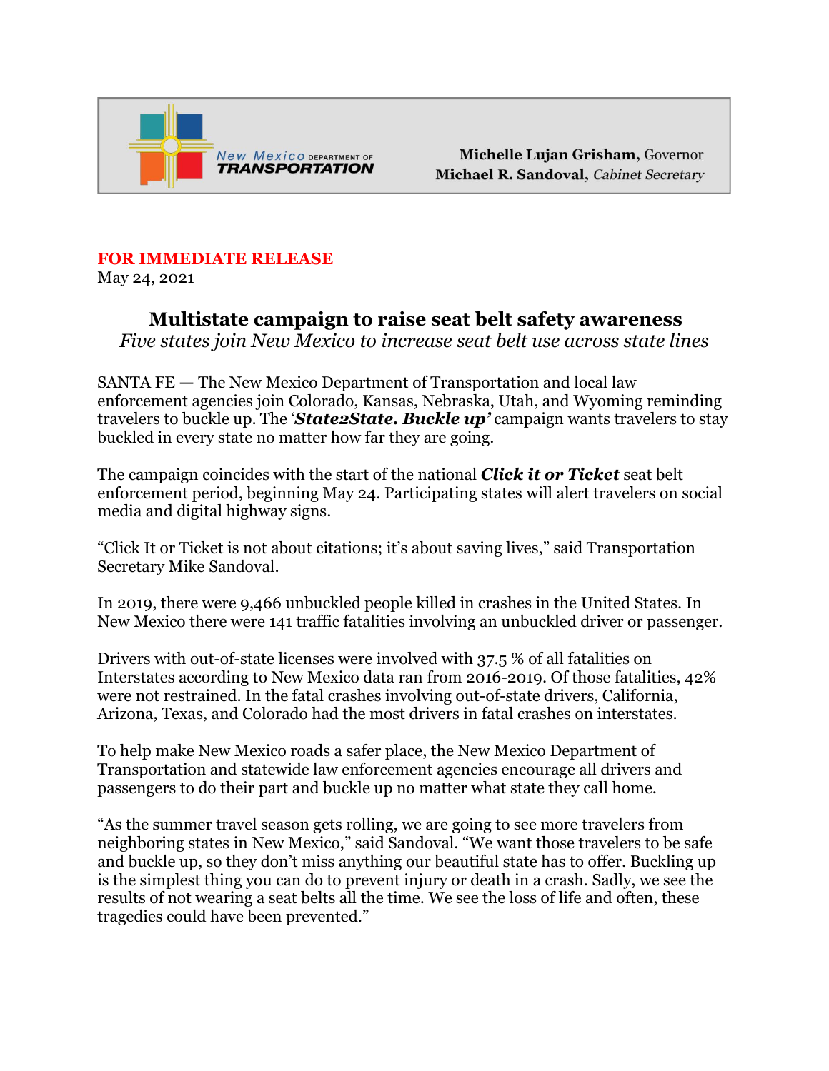New Mexico DEPARTMENT OF **TRANSPORTATION**

**Michelle Lujan Grisham**, Governor
**Michael R. Sandoval**, *Cabinet Secretary*

**FOR IMMEDIATE RELEASE**
May 24, 2021

# Multistate campaign to raise seat belt safety awareness

*Five states join New Mexico to increase seat belt use across state lines*

SANTA FE — The New Mexico Department of Transportation and local law enforcement agencies join Colorado, Kansas, Nebraska, Utah, and Wyoming reminding travelers to buckle up. The '***State2State. Buckle up'*** campaign wants travelers to stay buckled in every state no matter how far they are going.

The campaign coincides with the start of the national ***Click it or Ticket*** seat belt enforcement period, beginning May 24. Participating states will alert travelers on social media and digital highway signs.

"Click It or Ticket is not about citations; it's about saving lives," said Transportation Secretary Mike Sandoval.

In 2019, there were 9,466 unbuckled people killed in crashes in the United States. In New Mexico there were 141 traffic fatalities involving an unbuckled driver or passenger.

Drivers with out-of-state licenses were involved with 37.5 % of all fatalities on Interstates according to New Mexico data ran from 2016-2019. Of those fatalities, 42% were not restrained. In the fatal crashes involving out-of-state drivers, California, Arizona, Texas, and Colorado had the most drivers in fatal crashes on interstates.

To help make New Mexico roads a safer place, the New Mexico Department of Transportation and statewide law enforcement agencies encourage all drivers and passengers to do their part and buckle up no matter what state they call home.

"As the summer travel season gets rolling, we are going to see more travelers from neighboring states in New Mexico," said Sandoval. "We want those travelers to be safe and buckle up, so they don't miss anything our beautiful state has to offer. Buckling up is the simplest thing you can do to prevent injury or death in a crash. Sadly, we see the results of not wearing a seat belts all the time. We see the loss of life and often, these tragedies could have been prevented."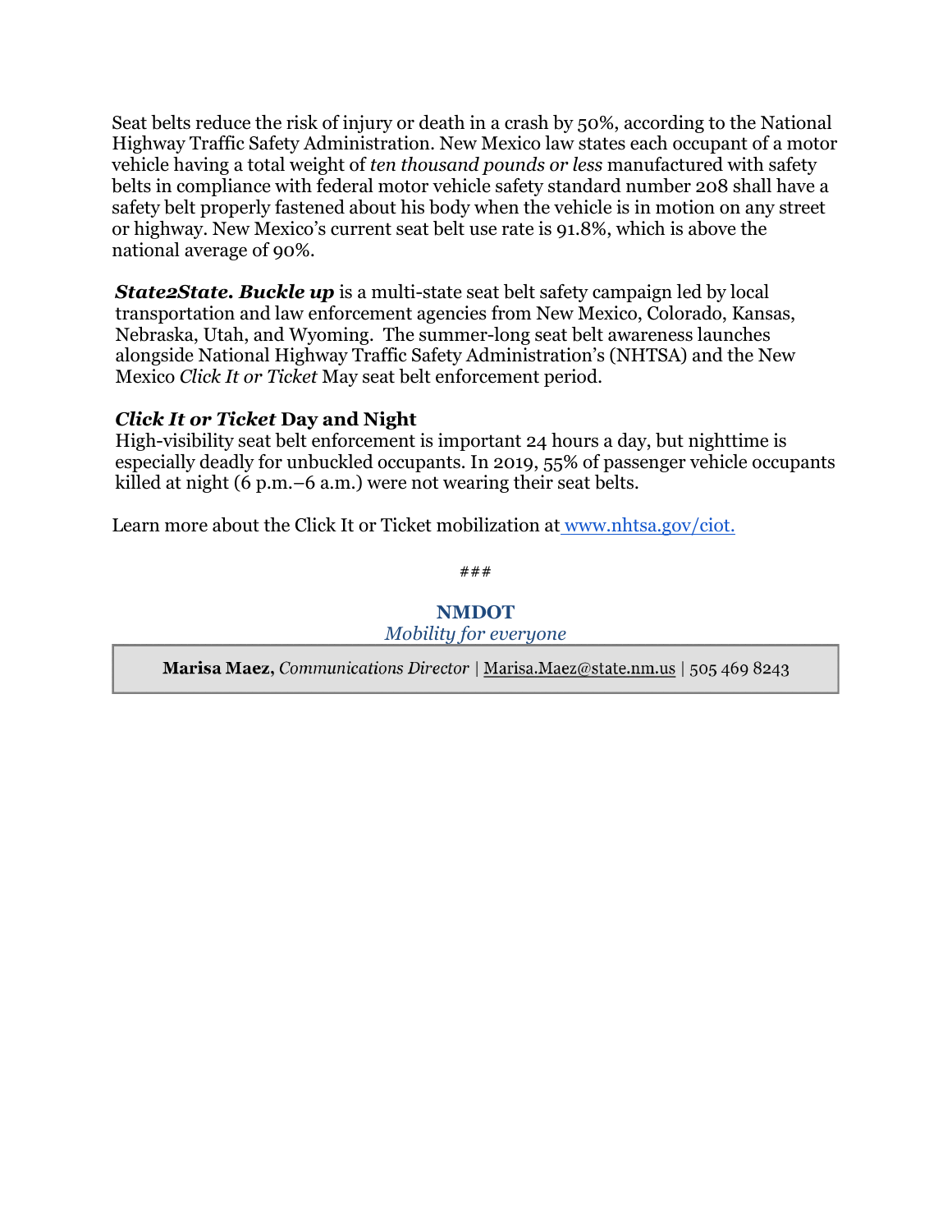Seat belts reduce the risk of injury or death in a crash by 50%, according to the National Highway Traffic Safety Administration. New Mexico law states each occupant of a motor vehicle having a total weight of *ten thousand pounds or less* manufactured with safety belts in compliance with federal motor vehicle safety standard number 208 shall have a safety belt properly fastened about his body when the vehicle is in motion on any street or highway. New Mexico's current seat belt use rate is 91.8%, which is above the national average of 90%.

***State2State. Buckle up*** is a multi-state seat belt safety campaign led by local transportation and law enforcement agencies from New Mexico, Colorado, Kansas, Nebraska, Utah, and Wyoming. The summer-long seat belt awareness launches alongside National Highway Traffic Safety Administration's (NHTSA) and the New Mexico *Click It or Ticket* May seat belt enforcement period.

***Click It or Ticket* Day and Night**
High-visibility seat belt enforcement is important 24 hours a day, but nighttime is especially deadly for unbuckled occupants. In 2019, 55% of passenger vehicle occupants killed at night (6 p.m.–6 a.m.) were not wearing their seat belts.

Learn more about the Click It or Ticket mobilization at www.nhtsa.gov/ciot.

###

**NMDOT**
*Mobility for everyone*

**Marisa Maez**, *Communications Director* | Marisa.Maez@state.nm.us | 505 469 8243